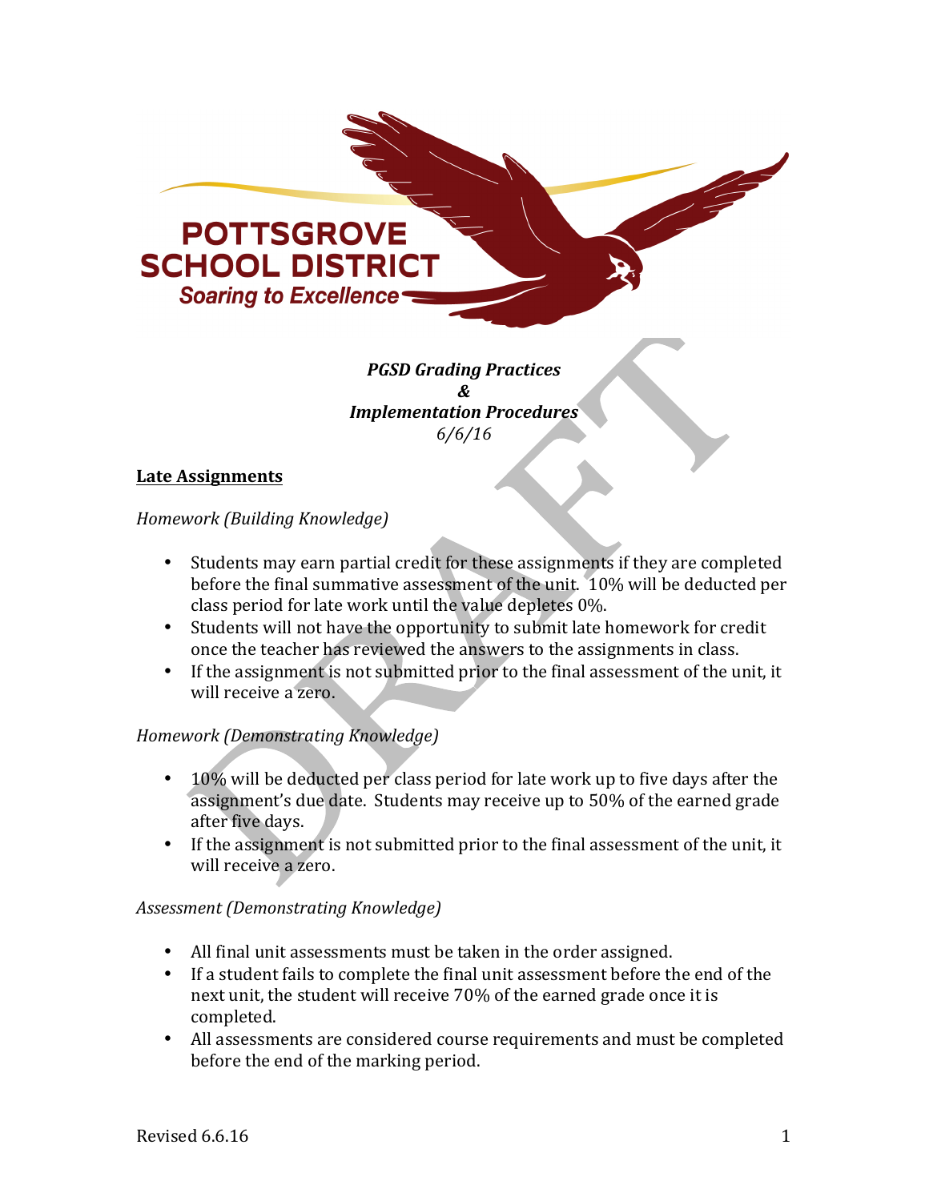POTTSGROVE SCHOOL DISTRICT

*Soaring to Excellence*

***PGSD Grading Practices***
***&***
***Implementation Procedures***
*6/6/16*

DRAFT

## Late Assignments

*Homework (Building Knowledge)*

- Students may earn partial credit for these assignments if they are completed before the final summative assessment of the unit. 10% will be deducted per class period for late work until the value depletes 0%.
- Students will not have the opportunity to submit late homework for credit once the teacher has reviewed the answers to the assignments in class.
- If the assignment is not submitted prior to the final assessment of the unit, it will receive a zero.

*Homework (Demonstrating Knowledge)*

- 10% will be deducted per class period for late work up to five days after the assignment's due date. Students may receive up to 50% of the earned grade after five days.
- If the assignment is not submitted prior to the final assessment of the unit, it will receive a zero.

*Assessment (Demonstrating Knowledge)*

- All final unit assessments must be taken in the order assigned.
- If a student fails to complete the final unit assessment before the end of the next unit, the student will receive 70% of the earned grade once it is completed.
- All assessments are considered course requirements and must be completed before the end of the marking period.

Revised 6.6.16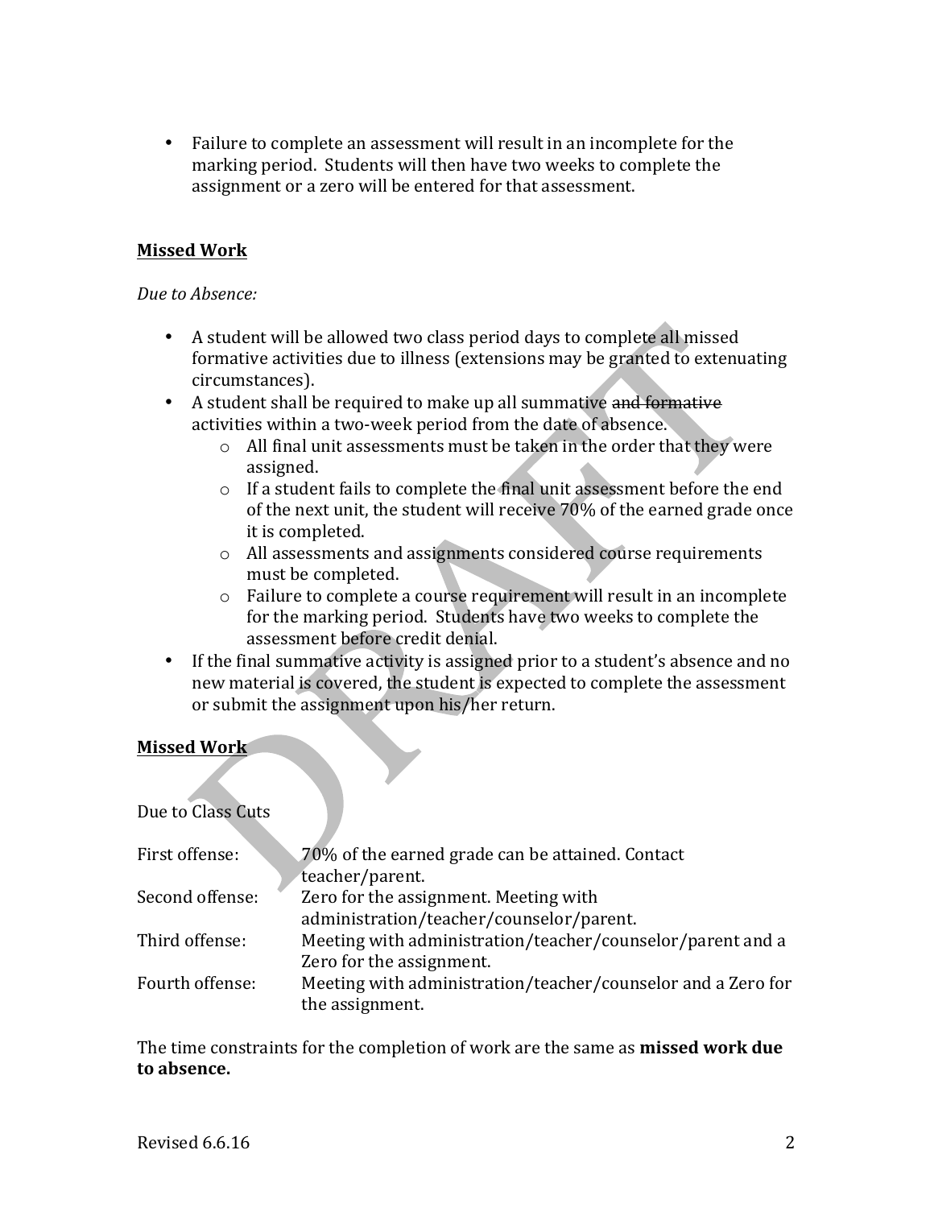- Failure to complete an assessment will result in an incomplete for the marking period. Students will then have two weeks to complete the assignment or a zero will be entered for that assessment.

**Missed Work**

*Due to Absence:*

- A student will be allowed two class period days to complete all missed formative activities due to illness (extensions may be granted to extenuating circumstances).
- A student shall be required to make up all summative ~~and formative~~ activities within a two-week period from the date of absence.
  - All final unit assessments must be taken in the order that they were assigned.
  - If a student fails to complete the final unit assessment before the end of the next unit, the student will receive 70% of the earned grade once it is completed.
  - All assessments and assignments considered course requirements must be completed.
  - Failure to complete a course requirement will result in an incomplete for the marking period. Students have two weeks to complete the assessment before credit denial.
- If the final summative activity is assigned prior to a student's absence and no new material is covered, the student is expected to complete the assessment or submit the assignment upon his/her return.

**Missed Work**

Due to Class Cuts

| | |
|---|---|
| First offense: | 70% of the earned grade can be attained. Contact teacher/parent. |
| Second offense: | Zero for the assignment. Meeting with administration/teacher/counselor/parent. |
| Third offense: | Meeting with administration/teacher/counselor/parent and a Zero for the assignment. |
| Fourth offense: | Meeting with administration/teacher/counselor and a Zero for the assignment. |

The time constraints for the completion of work are the same as **missed work due to absence.**

Revised 6.6.16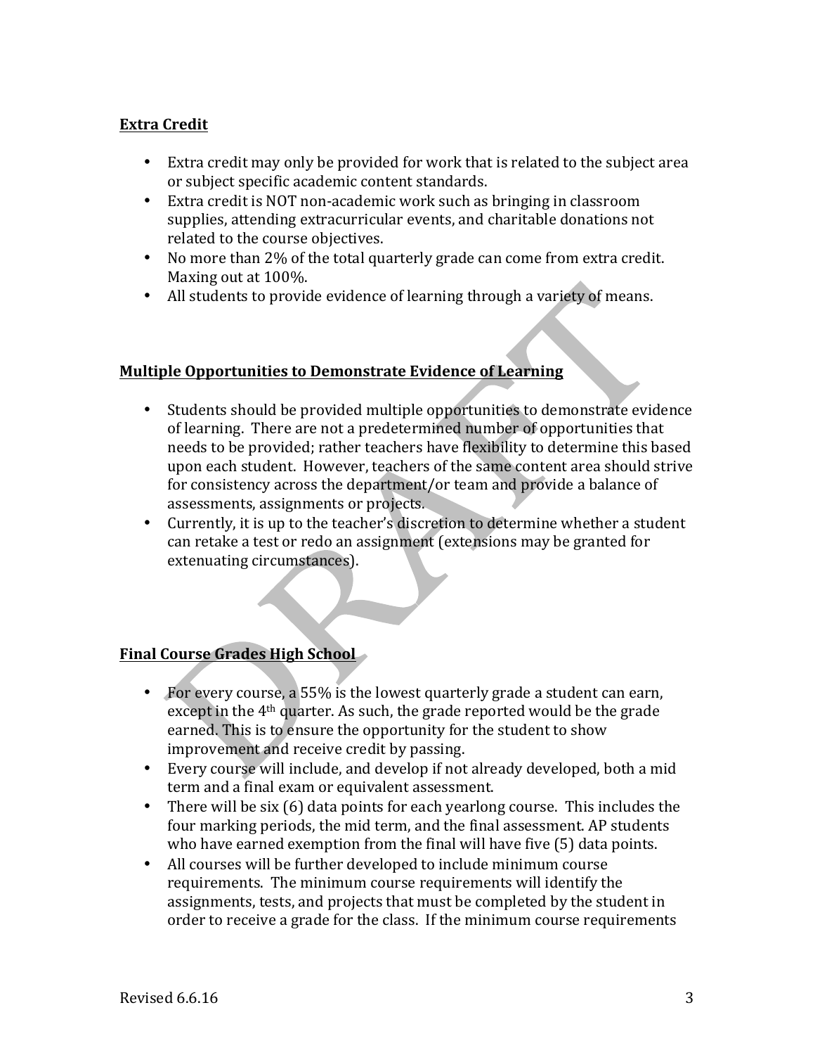**Extra Credit**

- Extra credit may only be provided for work that is related to the subject area or subject specific academic content standards.
- Extra credit is NOT non-academic work such as bringing in classroom supplies, attending extracurricular events, and charitable donations not related to the course objectives.
- No more than 2% of the total quarterly grade can come from extra credit. Maxing out at 100%.
- All students to provide evidence of learning through a variety of means.

**Multiple Opportunities to Demonstrate Evidence of Learning**

- Students should be provided multiple opportunities to demonstrate evidence of learning. There are not a predetermined number of opportunities that needs to be provided; rather teachers have flexibility to determine this based upon each student. However, teachers of the same content area should strive for consistency across the department/or team and provide a balance of assessments, assignments or projects.
- Currently, it is up to the teacher's discretion to determine whether a student can retake a test or redo an assignment (extensions may be granted for extenuating circumstances).

**Final Course Grades High School**

- For every course, a 55% is the lowest quarterly grade a student can earn, except in the 4th quarter. As such, the grade reported would be the grade earned. This is to ensure the opportunity for the student to show improvement and receive credit by passing.
- Every course will include, and develop if not already developed, both a mid term and a final exam or equivalent assessment.
- There will be six (6) data points for each yearlong course. This includes the four marking periods, the mid term, and the final assessment. AP students who have earned exemption from the final will have five (5) data points.
- All courses will be further developed to include minimum course requirements. The minimum course requirements will identify the assignments, tests, and projects that must be completed by the student in order to receive a grade for the class. If the minimum course requirements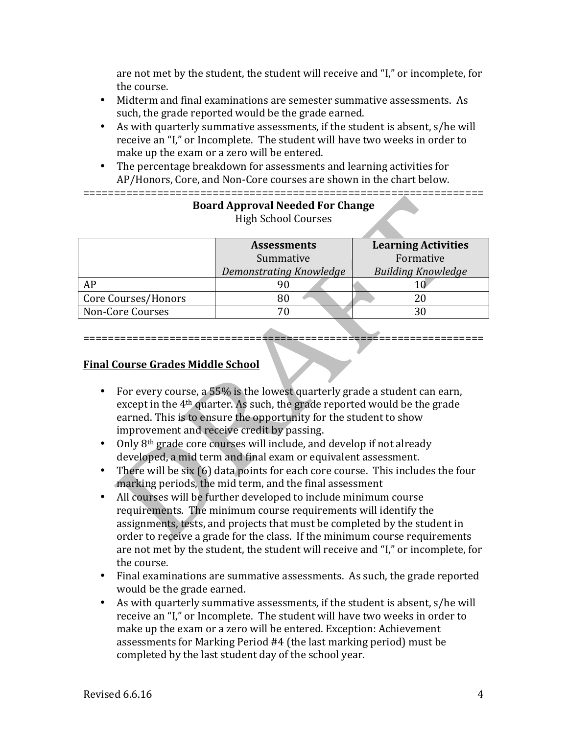are not met by the student, the student will receive and "I," or incomplete, for the course.

- Midterm and final examinations are semester summative assessments. As such, the grade reported would be the grade earned.
- As with quarterly summative assessments, if the student is absent, s/he will receive an "I," or Incomplete. The student will have two weeks in order to make up the exam or a zero will be entered.
- The percentage breakdown for assessments and learning activities for AP/Honors, Core, and Non-Core courses are shown in the chart below.

=================================================================

**Board Approval Needed For Change**

High School Courses

| | **Assessments** Summative *Demonstrating Knowledge* | **Learning Activities** Formative *Building Knowledge* |
|---|---|---|
| AP | 90 | 10 |
| Core Courses/Honors | 80 | 20 |
| Non-Core Courses | 70 | 30 |

=================================================================

**Final Course Grades Middle School**

- For every course, a 55% is the lowest quarterly grade a student can earn, except in the 4th quarter. As such, the grade reported would be the grade earned. This is to ensure the opportunity for the student to show improvement and receive credit by passing.
- Only 8th grade core courses will include, and develop if not already developed, a mid term and final exam or equivalent assessment.
- There will be six (6) data points for each core course. This includes the four marking periods, the mid term, and the final assessment
- All courses will be further developed to include minimum course requirements. The minimum course requirements will identify the assignments, tests, and projects that must be completed by the student in order to receive a grade for the class. If the minimum course requirements are not met by the student, the student will receive and "I," or incomplete, for the course.
- Final examinations are summative assessments. As such, the grade reported would be the grade earned.
- As with quarterly summative assessments, if the student is absent, s/he will receive an "I," or Incomplete. The student will have two weeks in order to make up the exam or a zero will be entered. Exception: Achievement assessments for Marking Period #4 (the last marking period) must be completed by the last student day of the school year.

Revised 6.6.16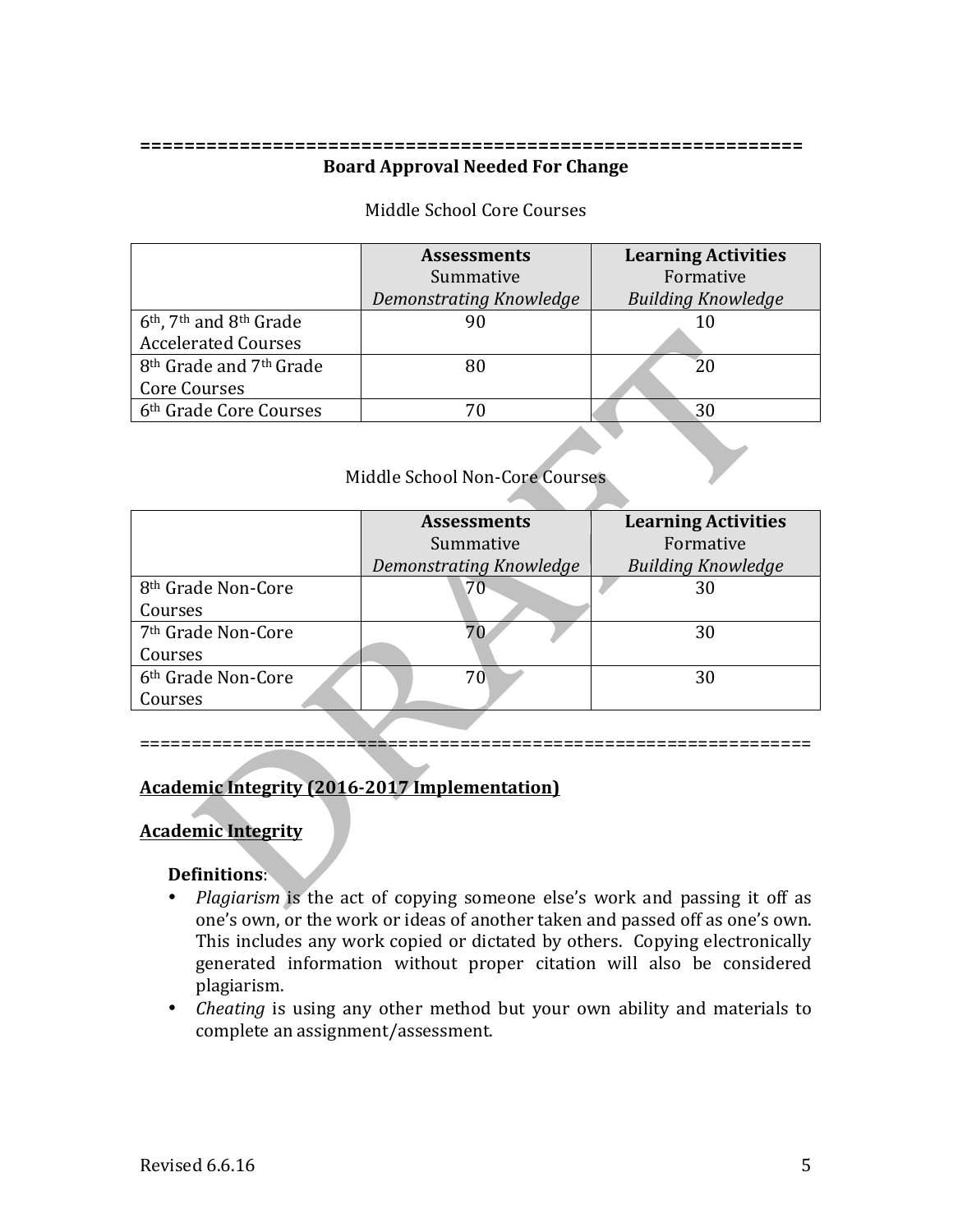============================================================
**Board Approval Needed For Change**

Middle School Core Courses

| | **Assessments** Summative *Demonstrating Knowledge* | **Learning Activities** Formative *Building Knowledge* |
|---|---|---|
| 6th, 7th and 8th Grade Accelerated Courses | 90 | 10 |
| 8th Grade and 7th Grade Core Courses | 80 | 20 |
| 6th Grade Core Courses | 70 | 30 |

Middle School Non-Core Courses

| | **Assessments** Summative *Demonstrating Knowledge* | **Learning Activities** Formative *Building Knowledge* |
|---|---|---|
| 8th Grade Non-Core Courses | 70 | 30 |
| 7th Grade Non-Core Courses | 70 | 30 |
| 6th Grade Non-Core Courses | 70 | 30 |

================================================================

**Academic Integrity (2016-2017 Implementation)**

**Academic Integrity**

**Definitions**:

- *Plagiarism* is the act of copying someone else's work and passing it off as one's own, or the work or ideas of another taken and passed off as one's own. This includes any work copied or dictated by others. Copying electronically generated information without proper citation will also be considered plagiarism.
- *Cheating* is using any other method but your own ability and materials to complete an assignment/assessment.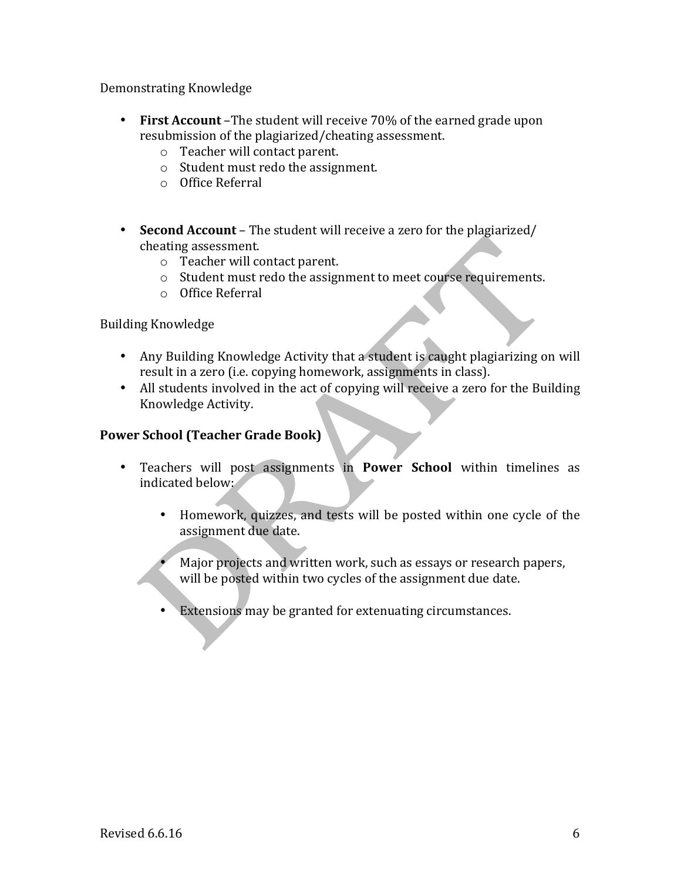Demonstrating Knowledge

- **First Account** –The student will receive 70% of the earned grade upon resubmission of the plagiarized/cheating assessment.
  - Teacher will contact parent.
  - Student must redo the assignment.
  - Office Referral

- **Second Account** – The student will receive a zero for the plagiarized/ cheating assessment.
  - Teacher will contact parent.
  - Student must redo the assignment to meet course requirements.
  - Office Referral

Building Knowledge

- Any Building Knowledge Activity that a student is caught plagiarizing on will result in a zero (i.e. copying homework, assignments in class).
- All students involved in the act of copying will receive a zero for the Building Knowledge Activity.

**Power School (Teacher Grade Book)**

- Teachers will post assignments in **Power School** within timelines as indicated below:

  - Homework, quizzes, and tests will be posted within one cycle of the assignment due date.

  - Major projects and written work, such as essays or research papers, will be posted within two cycles of the assignment due date.

  - Extensions may be granted for extenuating circumstances.

Revised 6.6.16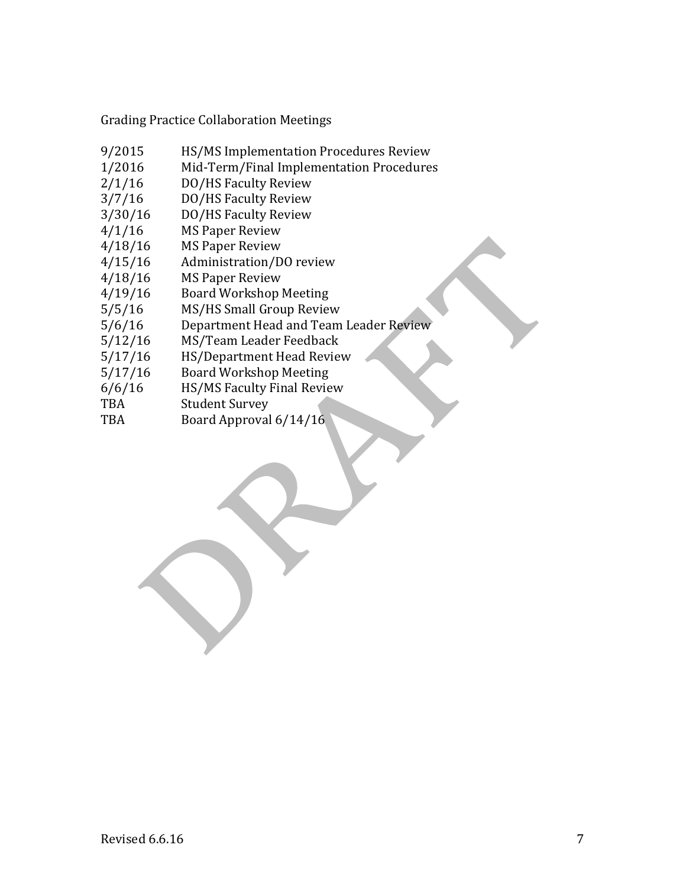Grading Practice Collaboration Meetings

| | |
|---|---|
| 9/2015 | HS/MS Implementation Procedures Review |
| 1/2016 | Mid-Term/Final Implementation Procedures |
| 2/1/16 | DO/HS Faculty Review |
| 3/7/16 | DO/HS Faculty Review |
| 3/30/16 | DO/HS Faculty Review |
| 4/1/16 | MS Paper Review |
| 4/18/16 | MS Paper Review |
| 4/15/16 | Administration/DO review |
| 4/18/16 | MS Paper Review |
| 4/19/16 | Board Workshop Meeting |
| 5/5/16 | MS/HS Small Group Review |
| 5/6/16 | Department Head and Team Leader Review |
| 5/12/16 | MS/Team Leader Feedback |
| 5/17/16 | HS/Department Head Review |
| 5/17/16 | Board Workshop Meeting |
| 6/6/16 | HS/MS Faculty Final Review |
| TBA | Student Survey |
| TBA | Board Approval 6/14/16 |

Revised 6.6.16